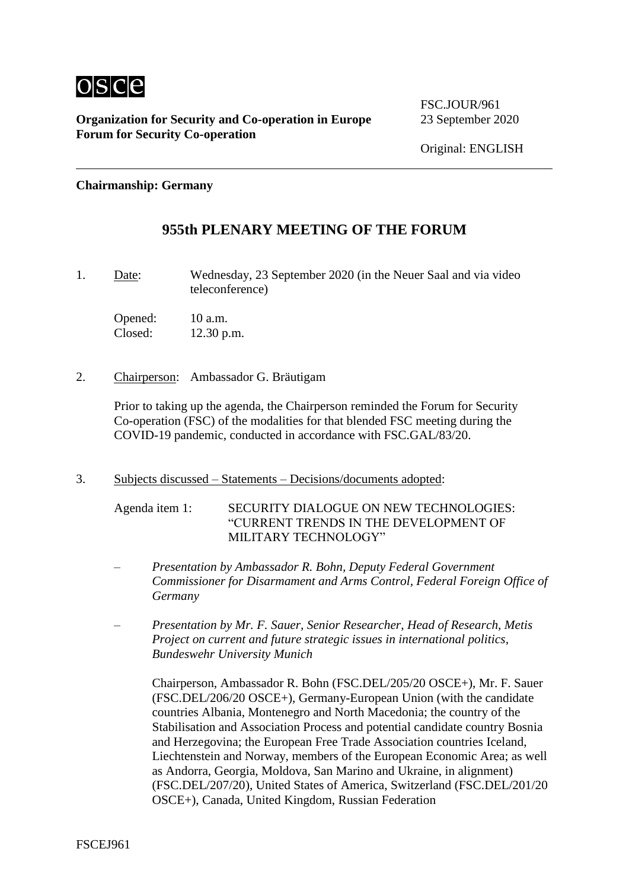osce

**Organization for Security and Co-operation in Europe**
**Forum for Security Co-operation**

FSC.JOUR/961
23 September 2020

Original: ENGLISH

---

**Chairmanship: Germany**

## 955th PLENARY MEETING OF THE FORUM

1. Date: Wednesday, 23 September 2020 (in the Neuer Saal and via video teleconference)

   Opened: 10 a.m.
   Closed: 12.30 p.m.

2. Chairperson: Ambassador G. Bräutigam

   Prior to taking up the agenda, the Chairperson reminded the Forum for Security Co-operation (FSC) of the modalities for that blended FSC meeting during the COVID-19 pandemic, conducted in accordance with FSC.GAL/83/20.

3. Subjects discussed – Statements – Decisions/documents adopted:

   Agenda item 1: SECURITY DIALOGUE ON NEW TECHNOLOGIES: "CURRENT TRENDS IN THE DEVELOPMENT OF MILITARY TECHNOLOGY"

   – *Presentation by Ambassador R. Bohn, Deputy Federal Government Commissioner for Disarmament and Arms Control, Federal Foreign Office of Germany*

   – *Presentation by Mr. F. Sauer, Senior Researcher, Head of Research, Metis Project on current and future strategic issues in international politics, Bundeswehr University Munich*

   Chairperson, Ambassador R. Bohn (FSC.DEL/205/20 OSCE+), Mr. F. Sauer (FSC.DEL/206/20 OSCE+), Germany-European Union (with the candidate countries Albania, Montenegro and North Macedonia; the country of the Stabilisation and Association Process and potential candidate country Bosnia and Herzegovina; the European Free Trade Association countries Iceland, Liechtenstein and Norway, members of the European Economic Area; as well as Andorra, Georgia, Moldova, San Marino and Ukraine, in alignment) (FSC.DEL/207/20), United States of America, Switzerland (FSC.DEL/201/20 OSCE+), Canada, United Kingdom, Russian Federation

FSCEJ961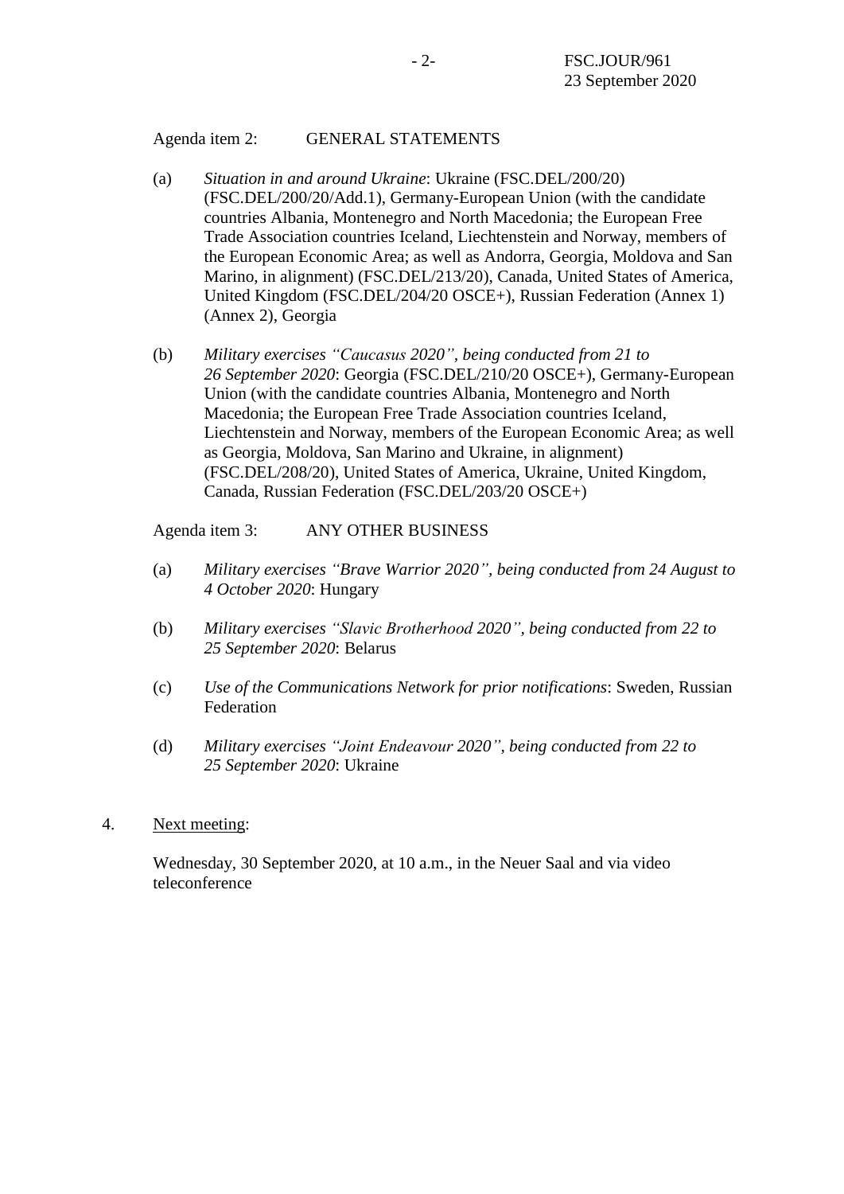Agenda item 2: GENERAL STATEMENTS

(a) *Situation in and around Ukraine*: Ukraine (FSC.DEL/200/20) (FSC.DEL/200/20/Add.1), Germany-European Union (with the candidate countries Albania, Montenegro and North Macedonia; the European Free Trade Association countries Iceland, Liechtenstein and Norway, members of the European Economic Area; as well as Andorra, Georgia, Moldova and San Marino, in alignment) (FSC.DEL/213/20), Canada, United States of America, United Kingdom (FSC.DEL/204/20 OSCE+), Russian Federation (Annex 1) (Annex 2), Georgia

(b) *Military exercises "Caucasus 2020", being conducted from 21 to 26 September 2020*: Georgia (FSC.DEL/210/20 OSCE+), Germany-European Union (with the candidate countries Albania, Montenegro and North Macedonia; the European Free Trade Association countries Iceland, Liechtenstein and Norway, members of the European Economic Area; as well as Georgia, Moldova, San Marino and Ukraine, in alignment) (FSC.DEL/208/20), United States of America, Ukraine, United Kingdom, Canada, Russian Federation (FSC.DEL/203/20 OSCE+)

Agenda item 3: ANY OTHER BUSINESS

(a) *Military exercises "Brave Warrior 2020", being conducted from 24 August to 4 October 2020*: Hungary

(b) *Military exercises "Slavic Brotherhood 2020", being conducted from 22 to 25 September 2020*: Belarus

(c) *Use of the Communications Network for prior notifications*: Sweden, Russian Federation

(d) *Military exercises "Joint Endeavour 2020", being conducted from 22 to 25 September 2020*: Ukraine

4. Next meeting:

Wednesday, 30 September 2020, at 10 a.m., in the Neuer Saal and via video teleconference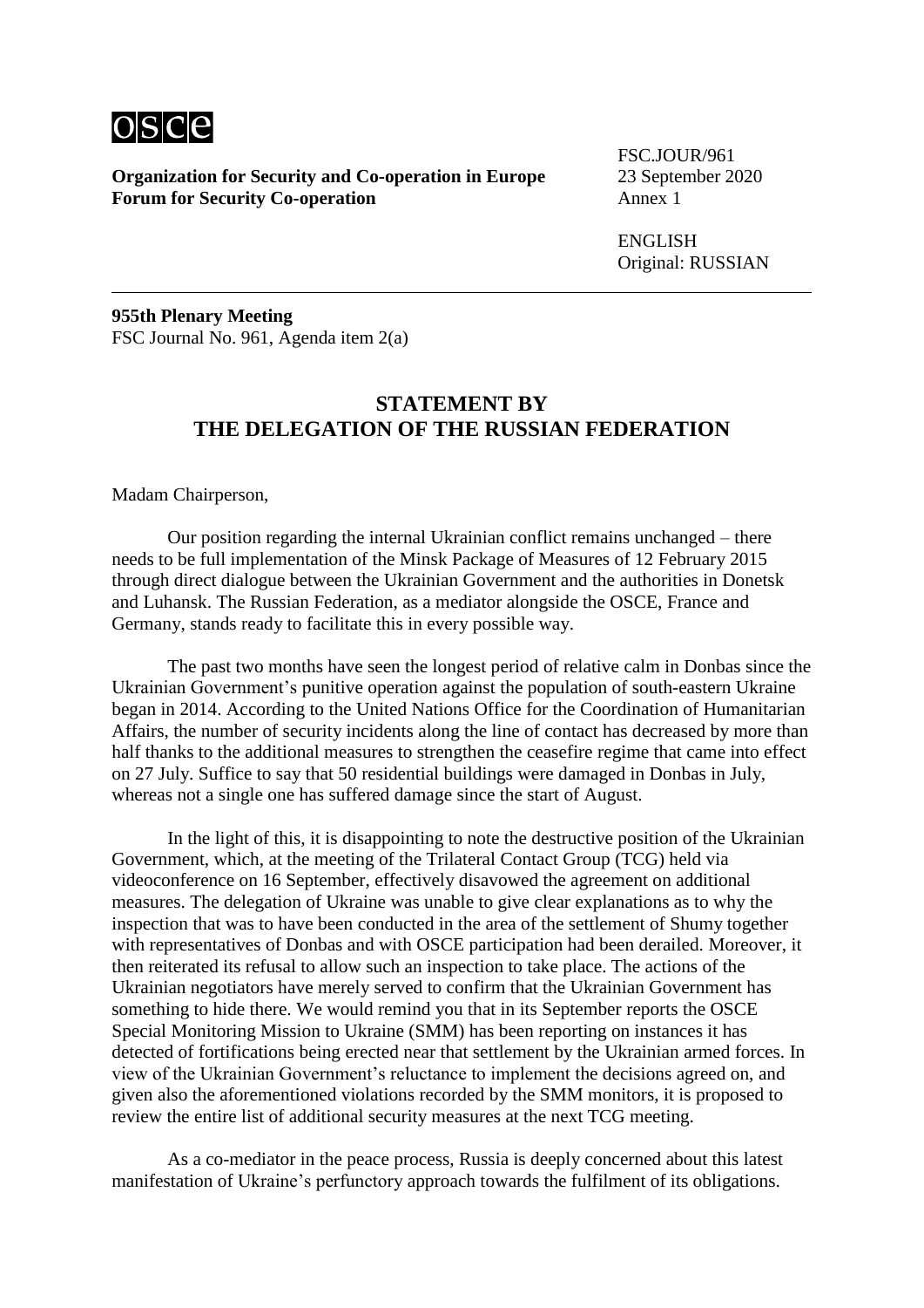**Organization for Security and Co-operation in Europe**
**Forum for Security Co-operation**

FSC.JOUR/961
23 September 2020
Annex 1

ENGLISH
Original: RUSSIAN

---

**955th Plenary Meeting**
FSC Journal No. 961, Agenda item 2(a)

## STATEMENT BY THE DELEGATION OF THE RUSSIAN FEDERATION

Madam Chairperson,

Our position regarding the internal Ukrainian conflict remains unchanged – there needs to be full implementation of the Minsk Package of Measures of 12 February 2015 through direct dialogue between the Ukrainian Government and the authorities in Donetsk and Luhansk. The Russian Federation, as a mediator alongside the OSCE, France and Germany, stands ready to facilitate this in every possible way.

The past two months have seen the longest period of relative calm in Donbas since the Ukrainian Government's punitive operation against the population of south-eastern Ukraine began in 2014. According to the United Nations Office for the Coordination of Humanitarian Affairs, the number of security incidents along the line of contact has decreased by more than half thanks to the additional measures to strengthen the ceasefire regime that came into effect on 27 July. Suffice to say that 50 residential buildings were damaged in Donbas in July, whereas not a single one has suffered damage since the start of August.

In the light of this, it is disappointing to note the destructive position of the Ukrainian Government, which, at the meeting of the Trilateral Contact Group (TCG) held via videoconference on 16 September, effectively disavowed the agreement on additional measures. The delegation of Ukraine was unable to give clear explanations as to why the inspection that was to have been conducted in the area of the settlement of Shumy together with representatives of Donbas and with OSCE participation had been derailed. Moreover, it then reiterated its refusal to allow such an inspection to take place. The actions of the Ukrainian negotiators have merely served to confirm that the Ukrainian Government has something to hide there. We would remind you that in its September reports the OSCE Special Monitoring Mission to Ukraine (SMM) has been reporting on instances it has detected of fortifications being erected near that settlement by the Ukrainian armed forces. In view of the Ukrainian Government's reluctance to implement the decisions agreed on, and given also the aforementioned violations recorded by the SMM monitors, it is proposed to review the entire list of additional security measures at the next TCG meeting.

As a co-mediator in the peace process, Russia is deeply concerned about this latest manifestation of Ukraine's perfunctory approach towards the fulfilment of its obligations.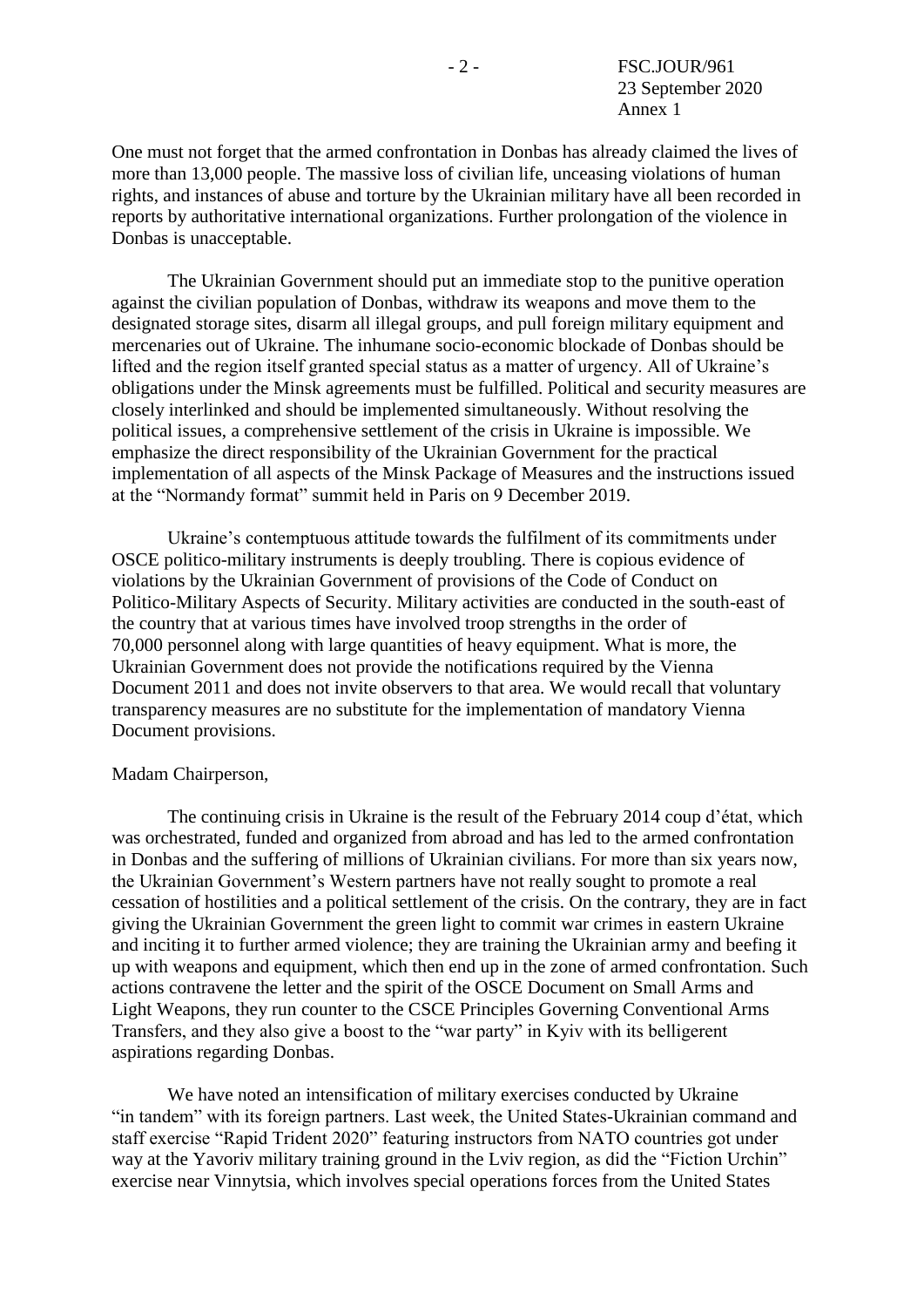One must not forget that the armed confrontation in Donbas has already claimed the lives of more than 13,000 people. The massive loss of civilian life, unceasing violations of human rights, and instances of abuse and torture by the Ukrainian military have all been recorded in reports by authoritative international organizations. Further prolongation of the violence in Donbas is unacceptable.

The Ukrainian Government should put an immediate stop to the punitive operation against the civilian population of Donbas, withdraw its weapons and move them to the designated storage sites, disarm all illegal groups, and pull foreign military equipment and mercenaries out of Ukraine. The inhumane socio-economic blockade of Donbas should be lifted and the region itself granted special status as a matter of urgency. All of Ukraine's obligations under the Minsk agreements must be fulfilled. Political and security measures are closely interlinked and should be implemented simultaneously. Without resolving the political issues, a comprehensive settlement of the crisis in Ukraine is impossible. We emphasize the direct responsibility of the Ukrainian Government for the practical implementation of all aspects of the Minsk Package of Measures and the instructions issued at the "Normandy format" summit held in Paris on 9 December 2019.

Ukraine's contemptuous attitude towards the fulfilment of its commitments under OSCE politico-military instruments is deeply troubling. There is copious evidence of violations by the Ukrainian Government of provisions of the Code of Conduct on Politico-Military Aspects of Security. Military activities are conducted in the south-east of the country that at various times have involved troop strengths in the order of 70,000 personnel along with large quantities of heavy equipment. What is more, the Ukrainian Government does not provide the notifications required by the Vienna Document 2011 and does not invite observers to that area. We would recall that voluntary transparency measures are no substitute for the implementation of mandatory Vienna Document provisions.

Madam Chairperson,

The continuing crisis in Ukraine is the result of the February 2014 coup d'état, which was orchestrated, funded and organized from abroad and has led to the armed confrontation in Donbas and the suffering of millions of Ukrainian civilians. For more than six years now, the Ukrainian Government's Western partners have not really sought to promote a real cessation of hostilities and a political settlement of the crisis. On the contrary, they are in fact giving the Ukrainian Government the green light to commit war crimes in eastern Ukraine and inciting it to further armed violence; they are training the Ukrainian army and beefing it up with weapons and equipment, which then end up in the zone of armed confrontation. Such actions contravene the letter and the spirit of the OSCE Document on Small Arms and Light Weapons, they run counter to the CSCE Principles Governing Conventional Arms Transfers, and they also give a boost to the "war party" in Kyiv with its belligerent aspirations regarding Donbas.

We have noted an intensification of military exercises conducted by Ukraine "in tandem" with its foreign partners. Last week, the United States-Ukrainian command and staff exercise "Rapid Trident 2020" featuring instructors from NATO countries got under way at the Yavoriv military training ground in the Lviv region, as did the "Fiction Urchin" exercise near Vinnytsia, which involves special operations forces from the United States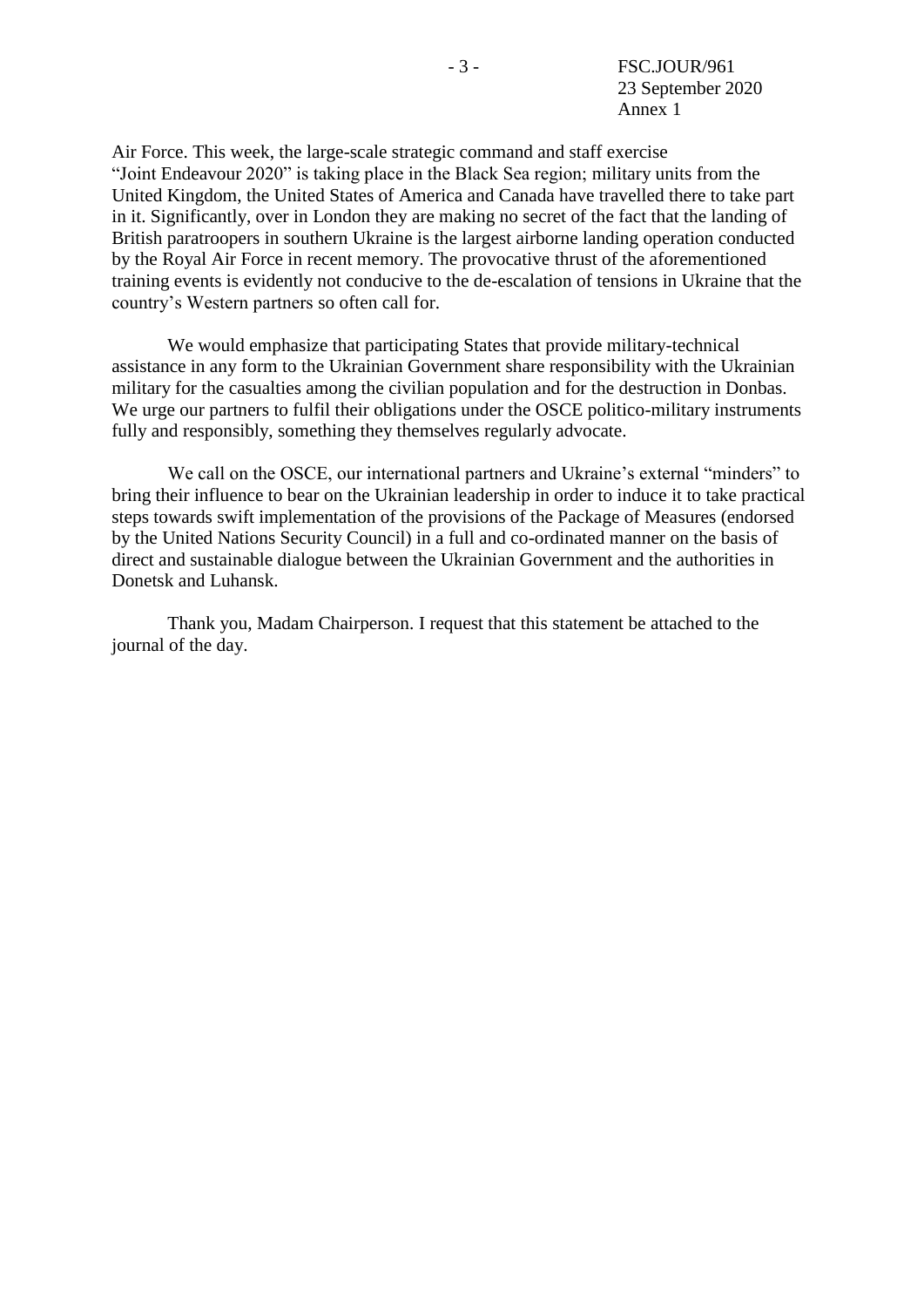Air Force. This week, the large-scale strategic command and staff exercise "Joint Endeavour 2020" is taking place in the Black Sea region; military units from the United Kingdom, the United States of America and Canada have travelled there to take part in it. Significantly, over in London they are making no secret of the fact that the landing of British paratroopers in southern Ukraine is the largest airborne landing operation conducted by the Royal Air Force in recent memory. The provocative thrust of the aforementioned training events is evidently not conducive to the de-escalation of tensions in Ukraine that the country's Western partners so often call for.

We would emphasize that participating States that provide military-technical assistance in any form to the Ukrainian Government share responsibility with the Ukrainian military for the casualties among the civilian population and for the destruction in Donbas. We urge our partners to fulfil their obligations under the OSCE politico-military instruments fully and responsibly, something they themselves regularly advocate.

We call on the OSCE, our international partners and Ukraine's external "minders" to bring their influence to bear on the Ukrainian leadership in order to induce it to take practical steps towards swift implementation of the provisions of the Package of Measures (endorsed by the United Nations Security Council) in a full and co-ordinated manner on the basis of direct and sustainable dialogue between the Ukrainian Government and the authorities in Donetsk and Luhansk.

Thank you, Madam Chairperson. I request that this statement be attached to the journal of the day.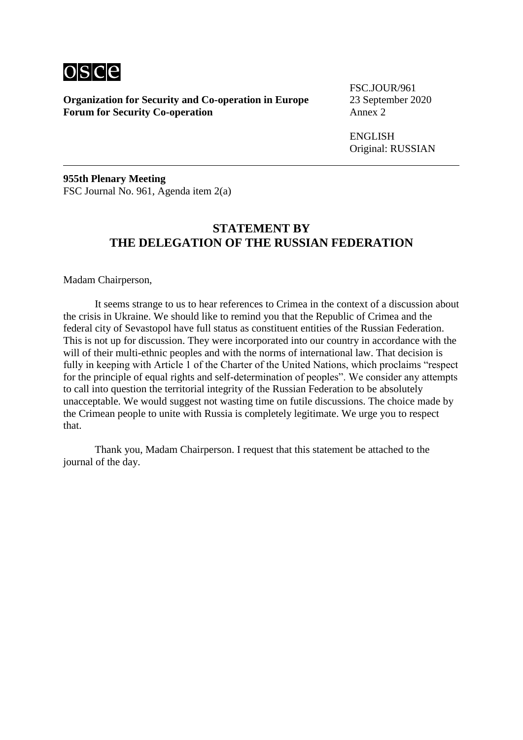**Organization for Security and Co-operation in Europe**
**Forum for Security Co-operation**

FSC.JOUR/961
23 September 2020
Annex 2

ENGLISH
Original: RUSSIAN

---

**955th Plenary Meeting**
FSC Journal No. 961, Agenda item 2(a)

## STATEMENT BY THE DELEGATION OF THE RUSSIAN FEDERATION

Madam Chairperson,

It seems strange to us to hear references to Crimea in the context of a discussion about the crisis in Ukraine. We should like to remind you that the Republic of Crimea and the federal city of Sevastopol have full status as constituent entities of the Russian Federation. This is not up for discussion. They were incorporated into our country in accordance with the will of their multi-ethnic peoples and with the norms of international law. That decision is fully in keeping with Article 1 of the Charter of the United Nations, which proclaims "respect for the principle of equal rights and self-determination of peoples". We consider any attempts to call into question the territorial integrity of the Russian Federation to be absolutely unacceptable. We would suggest not wasting time on futile discussions. The choice made by the Crimean people to unite with Russia is completely legitimate. We urge you to respect that.

Thank you, Madam Chairperson. I request that this statement be attached to the journal of the day.